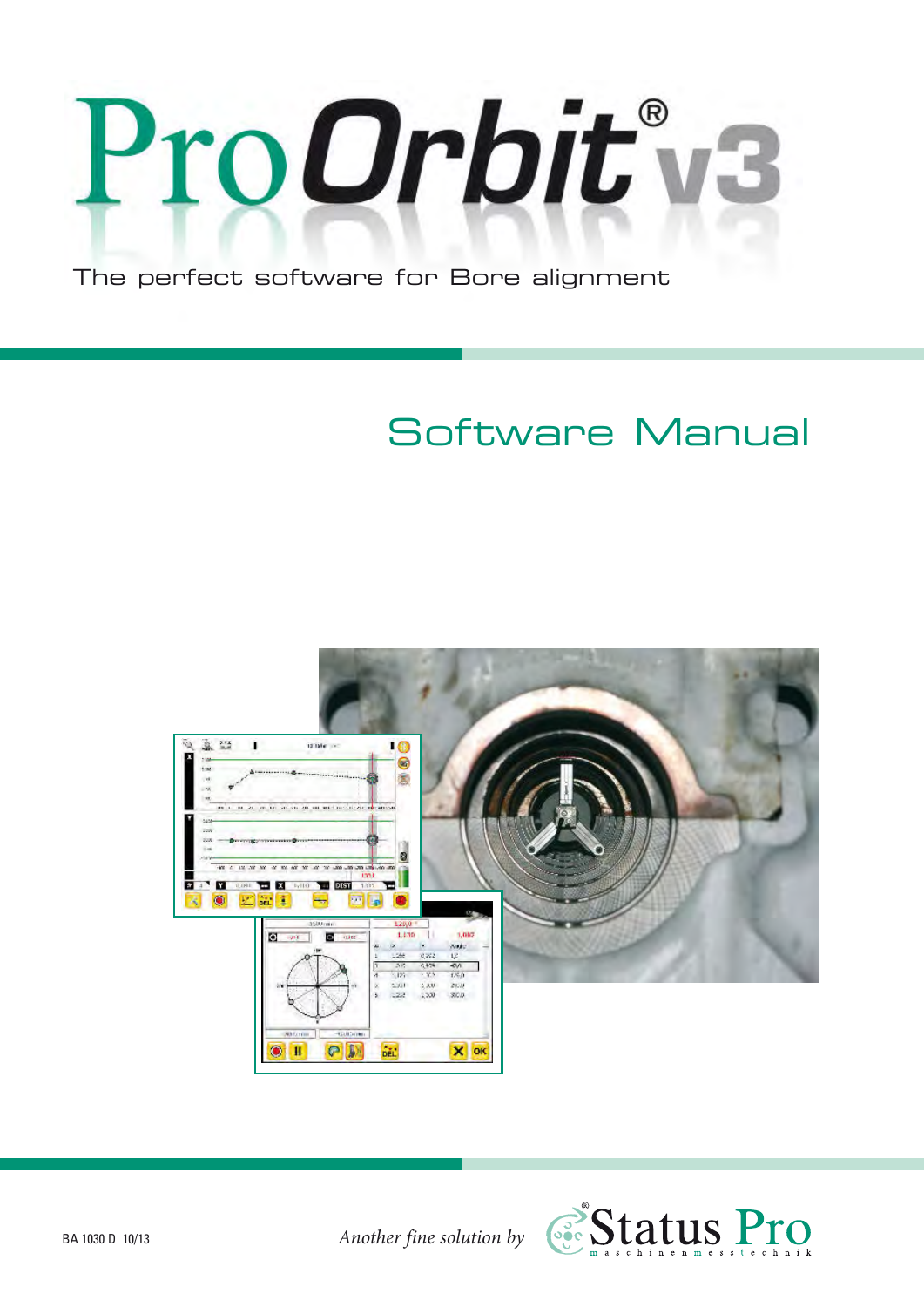# ProOrbit® v3

The perfect software for Bore alignment

## Software Manual

BA 1030 D 10/13

*Another fine solution by* Status Pro maschinenmesstechnik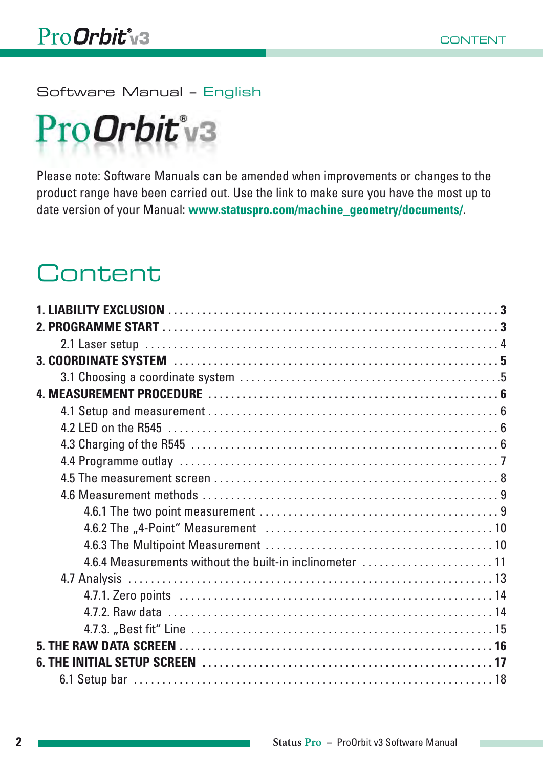Software Manual – English

ProOrbit® v3

Please note: Software Manuals can be amended when improvements or changes to the product range have been carried out. Use the link to make sure you have the most up to date version of your Manual: **www.statuspro.com/machine_geometry/documents/**.

# Content

**1. LIABILITY EXCLUSION** . . . . . . . . . . . . . . . . . . . . . . . . . . . . . . . . . . . . . . . . . . . . . . . . **3**
**2. PROGRAMME START** . . . . . . . . . . . . . . . . . . . . . . . . . . . . . . . . . . . . . . . . . . . . . . . . . **3**
    2.1 Laser setup . . . . . . . . . . . . . . . . . . . . . . . . . . . . . . . . . . . . . . . . . . . . . . . . . . . . . 4
**3. COORDINATE SYSTEM** . . . . . . . . . . . . . . . . . . . . . . . . . . . . . . . . . . . . . . . . . . . . . . . . **5**
    3.1 Choosing a coordinate system . . . . . . . . . . . . . . . . . . . . . . . . . . . . . . . . . . . . . . . . .5
**4. MEASUREMENT PROCEDURE** . . . . . . . . . . . . . . . . . . . . . . . . . . . . . . . . . . . . . . . . . . . **6**
    4.1 Setup and measurement . . . . . . . . . . . . . . . . . . . . . . . . . . . . . . . . . . . . . . . . . . . . 6
    4.2 LED on the R545 . . . . . . . . . . . . . . . . . . . . . . . . . . . . . . . . . . . . . . . . . . . . . . . . . 6
    4.3 Charging of the R545 . . . . . . . . . . . . . . . . . . . . . . . . . . . . . . . . . . . . . . . . . . . . . . 6
    4.4 Programme outlay . . . . . . . . . . . . . . . . . . . . . . . . . . . . . . . . . . . . . . . . . . . . . . . . . 7
    4.5 The measurement screen . . . . . . . . . . . . . . . . . . . . . . . . . . . . . . . . . . . . . . . . . . . . 8
    4.6 Measurement methods . . . . . . . . . . . . . . . . . . . . . . . . . . . . . . . . . . . . . . . . . . . . . 9
        4.6.1 The two point measurement . . . . . . . . . . . . . . . . . . . . . . . . . . . . . . . . . . . . . 9
        4.6.2 The „4-Point“ Measurement . . . . . . . . . . . . . . . . . . . . . . . . . . . . . . . . . . . . 10
        4.6.3 The Multipoint Measurement . . . . . . . . . . . . . . . . . . . . . . . . . . . . . . . . . . . . 10
        4.6.4 Measurements without the built-in inclinometer . . . . . . . . . . . . . . . . . . . . . . 11
    4.7 Analysis . . . . . . . . . . . . . . . . . . . . . . . . . . . . . . . . . . . . . . . . . . . . . . . . . . . . . . 13
        4.7.1. Zero points . . . . . . . . . . . . . . . . . . . . . . . . . . . . . . . . . . . . . . . . . . . . . . . . 14
        4.7.2. Raw data . . . . . . . . . . . . . . . . . . . . . . . . . . . . . . . . . . . . . . . . . . . . . . . . . 14
        4.7.3. „Best fit“ Line . . . . . . . . . . . . . . . . . . . . . . . . . . . . . . . . . . . . . . . . . . . . . . 15
**5. THE RAW DATA SCREEN** . . . . . . . . . . . . . . . . . . . . . . . . . . . . . . . . . . . . . . . . . . . . . . **16**
**6. THE INITIAL SETUP SCREEN** . . . . . . . . . . . . . . . . . . . . . . . . . . . . . . . . . . . . . . . . . . . **17**
    6.1 Setup bar . . . . . . . . . . . . . . . . . . . . . . . . . . . . . . . . . . . . . . . . . . . . . . . . . . . . . 18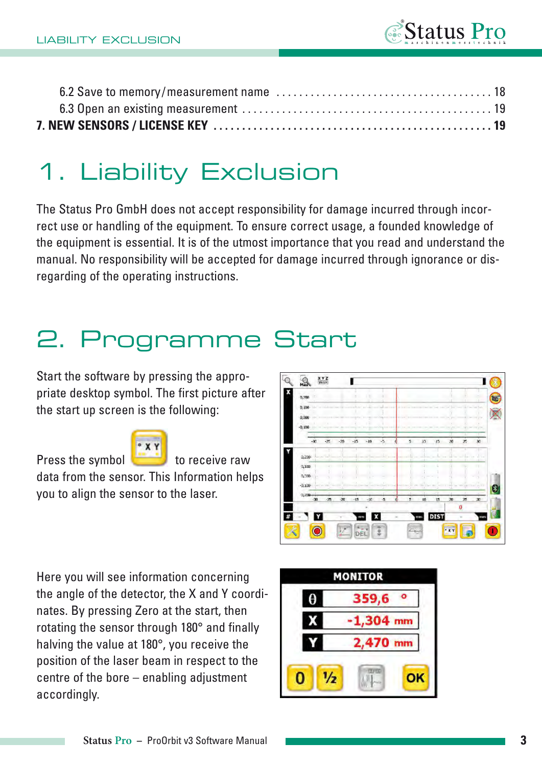6.2 Save to memory/measurement name .................................... 18
6.3 Open an existing measurement ........................................... 19
**7. NEW SENSORS / LICENSE KEY ............................................... 19**

# 1. Liability Exclusion

The Status Pro GmbH does not accept responsibility for damage incurred through incorrect use or handling of the equipment. To ensure correct usage, a founded knowledge of the equipment is essential. It is of the utmost importance that you read and understand the manual. No responsibility will be accepted for damage incurred through ignorance or disregarding of the operating instructions.

# 2. Programme Start

Start the software by pressing the appropriate desktop symbol. The first picture after the start up screen is the following:

Press the symbol to receive raw data from the sensor. This Information helps you to align the sensor to the laser.

Here you will see information concerning the angle of the detector, the X and Y coordinates. By pressing Zero at the start, then rotating the sensor through 180° and finally halving the value at 180°, you receive the position of the laser beam in respect to the centre of the bore – enabling adjustment accordingly.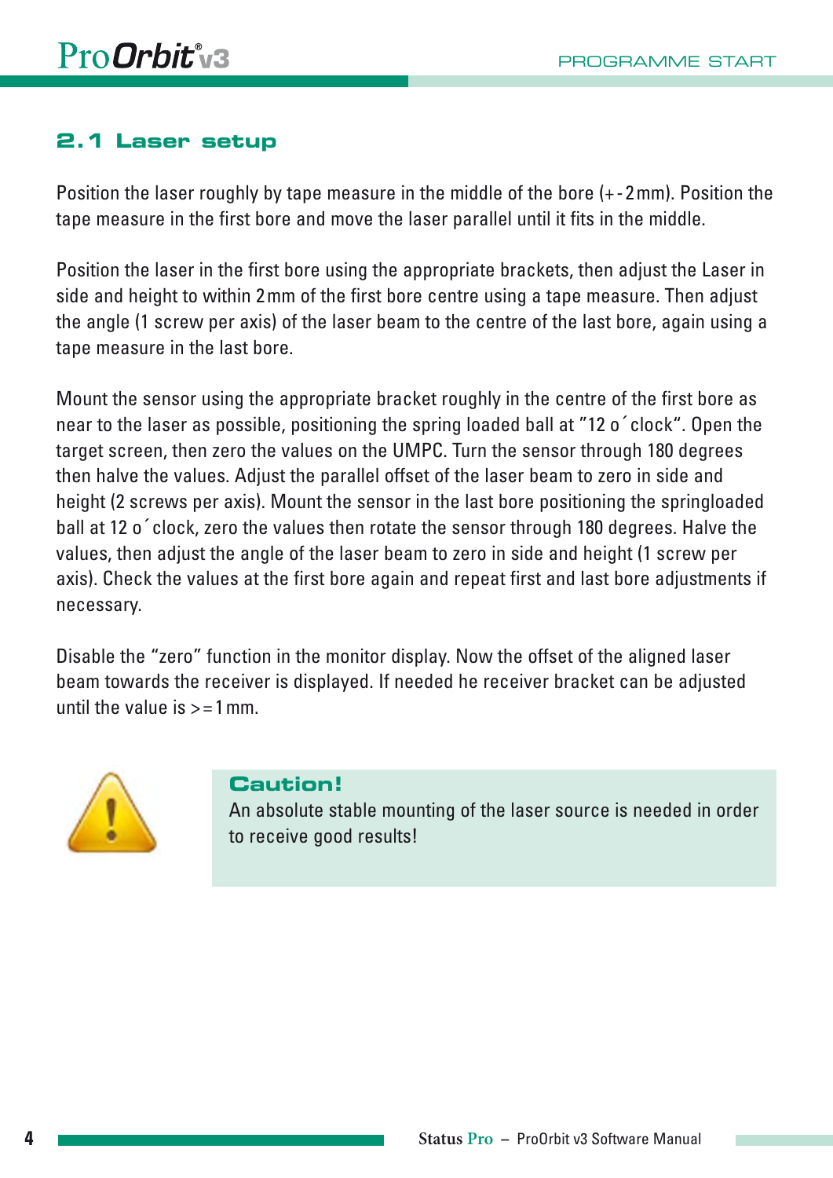## 2.1 Laser setup

Position the laser roughly by tape measure in the middle of the bore (+-2mm). Position the tape measure in the first bore and move the laser parallel until it fits in the middle.

Position the laser in the first bore using the appropriate brackets, then adjust the Laser in side and height to within 2mm of the first bore centre using a tape measure. Then adjust the angle (1 screw per axis) of the laser beam to the centre of the last bore, again using a tape measure in the last bore.

Mount the sensor using the appropriate bracket roughly in the centre of the first bore as near to the laser as possible, positioning the spring loaded ball at "12 o´clock". Open the target screen, then zero the values on the UMPC. Turn the sensor through 180 degrees then halve the values. Adjust the parallel offset of the laser beam to zero in side and height (2 screws per axis). Mount the sensor in the last bore positioning the springloaded ball at 12 o´clock, zero the values then rotate the sensor through 180 degrees. Halve the values, then adjust the angle of the laser beam to zero in side and height (1 screw per axis). Check the values at the first bore again and repeat first and last bore adjustments if necessary.

Disable the "zero" function in the monitor display. Now the offset of the aligned laser beam towards the receiver is displayed. If needed he receiver bracket can be adjusted until the value is >=1mm.

**Caution!**
An absolute stable mounting of the laser source is needed in order to receive good results!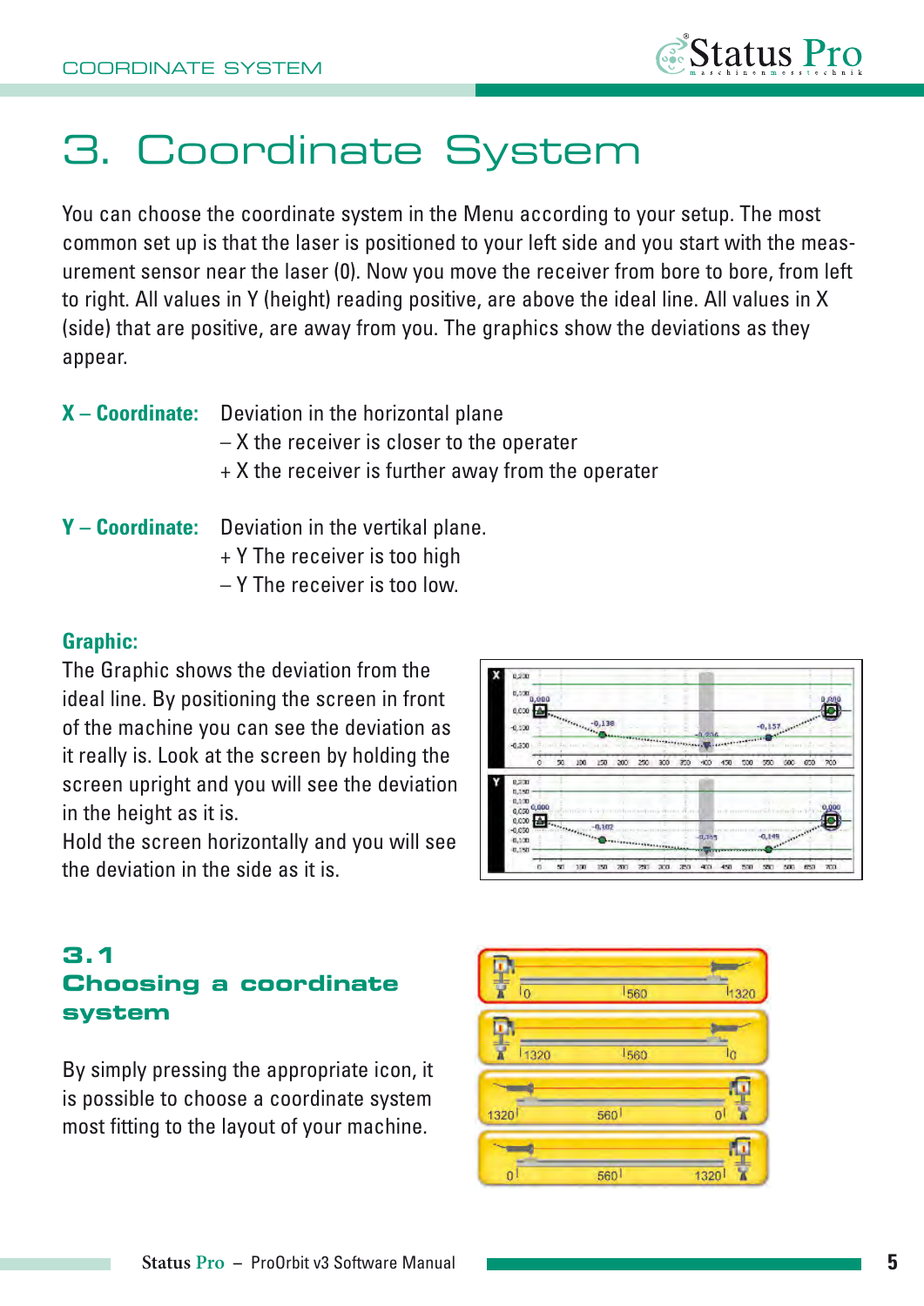# 3. Coordinate System

You can choose the coordinate system in the Menu according to your setup. The most common set up is that the laser is positioned to your left side and you start with the measurement sensor near the laser (0). Now you move the receiver from bore to bore, from left to right. All values in Y (height) reading positive, are above the ideal line. All values in X (side) that are positive, are away from you. The graphics show the deviations as they appear.

**X – Coordinate:** Deviation in the horizontal plane
– X the receiver is closer to the operater
+ X the receiver is further away from the operater

**Y – Coordinate:** Deviation in the vertikal plane.
+ Y The receiver is too high
– Y The receiver is too low.

**Graphic:**

The Graphic shows the deviation from the ideal line. By positioning the screen in front of the machine you can see the deviation as it really is. Look at the screen by holding the screen upright and you will see the deviation in the height as it is.
Hold the screen horizontally and you will see the deviation in the side as it is.

## 3.1 Choosing a coordinate system

By simply pressing the appropriate icon, it is possible to choose a coordinate system most fitting to the layout of your machine.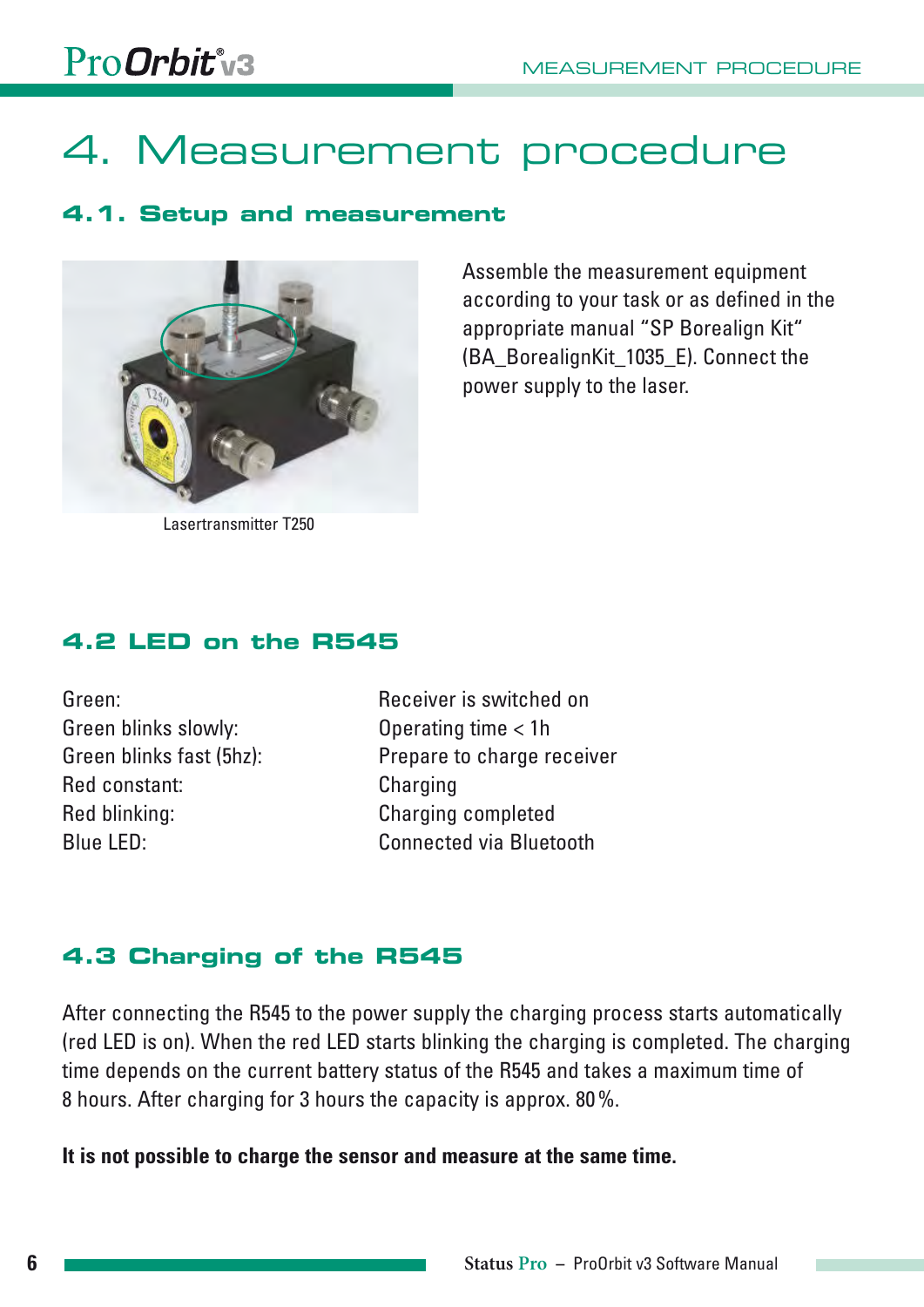# 4. Measurement procedure

## 4.1. Setup and measurement

Lasertransmitter T250

Assemble the measurement equipment according to your task or as defined in the appropriate manual "SP Borealign Kit" (BA_BorealignKit_1035_E). Connect the power supply to the laser.

## 4.2 LED on the R545

| | |
|---|---|
| Green: | Receiver is switched on |
| Green blinks slowly: | Operating time < 1h |
| Green blinks fast (5hz): | Prepare to charge receiver |
| Red constant: | Charging |
| Red blinking: | Charging completed |
| Blue LED: | Connected via Bluetooth |

## 4.3 Charging of the R545

After connecting the R545 to the power supply the charging process starts automatically (red LED is on). When the red LED starts blinking the charging is completed. The charging time depends on the current battery status of the R545 and takes a maximum time of 8 hours. After charging for 3 hours the capacity is approx. 80 %.

**It is not possible to charge the sensor and measure at the same time.**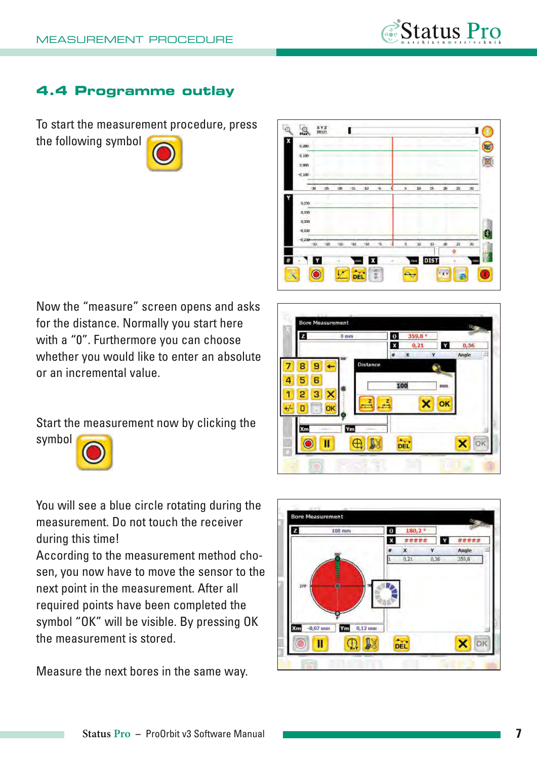## 4.4 Programme outlay

To start the measurement procedure, press the following symbol

Now the “measure” screen opens and asks for the distance. Normally you start here with a “0”. Furthermore you can choose whether you would like to enter an absolute or an incremental value.

Start the measurement now by clicking the symbol

You will see a blue circle rotating during the measurement. Do not touch the receiver during this time!

According to the measurement method chosen, you now have to move the sensor to the next point in the measurement. After all required points have been completed the symbol “OK” will be visible. By pressing OK the measurement is stored.

Measure the next bores in the same way.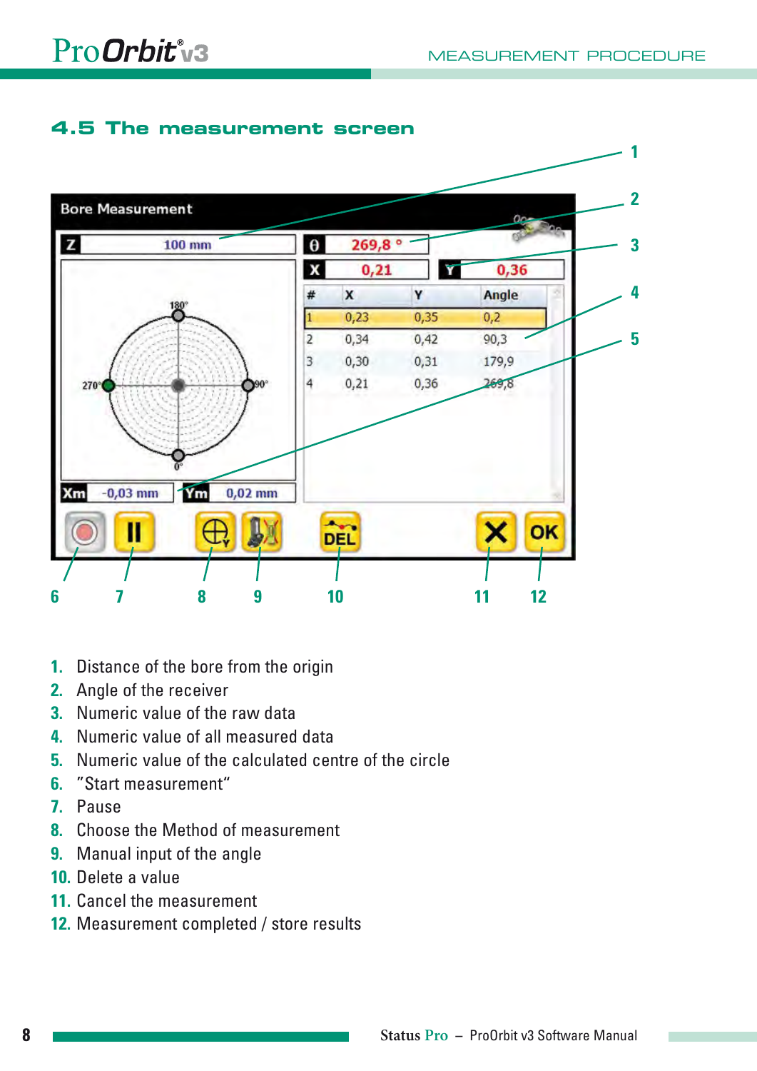## 4.5 The measurement screen

1. Distance of the bore from the origin
2. Angle of the receiver
3. Numeric value of the raw data
4. Numeric value of all measured data
5. Numeric value of the calculated centre of the circle
6. "Start measurement"
7. Pause
8. Choose the Method of measurement
9. Manual input of the angle
10. Delete a value
11. Cancel the measurement
12. Measurement completed / store results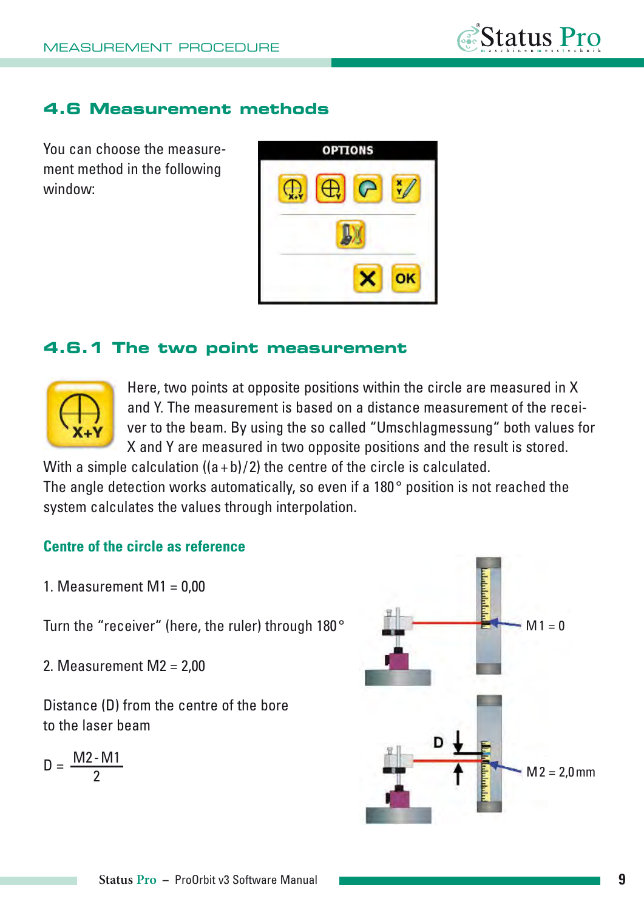## 4.6 Measurement methods

You can choose the measurement method in the following window:

## 4.6.1 The two point measurement

Here, two points at opposite positions within the circle are measured in X and Y. The measurement is based on a distance measurement of the receiver to the beam. By using the so called “Umschlagmessung“ both values for X and Y are measured in two opposite positions and the result is stored. With a simple calculation ((a + b)/2) the centre of the circle is calculated. The angle detection works automatically, so even if a 180° position is not reached the system calculates the values through interpolation.

### Centre of the circle as reference

1. Measurement M1 = 0,00

Turn the “receiver“ (here, the ruler) through 180°

2. Measurement M2 = 2,00

Distance (D) from the centre of the bore to the laser beam

$$D = \frac{M2 - M1}{2}$$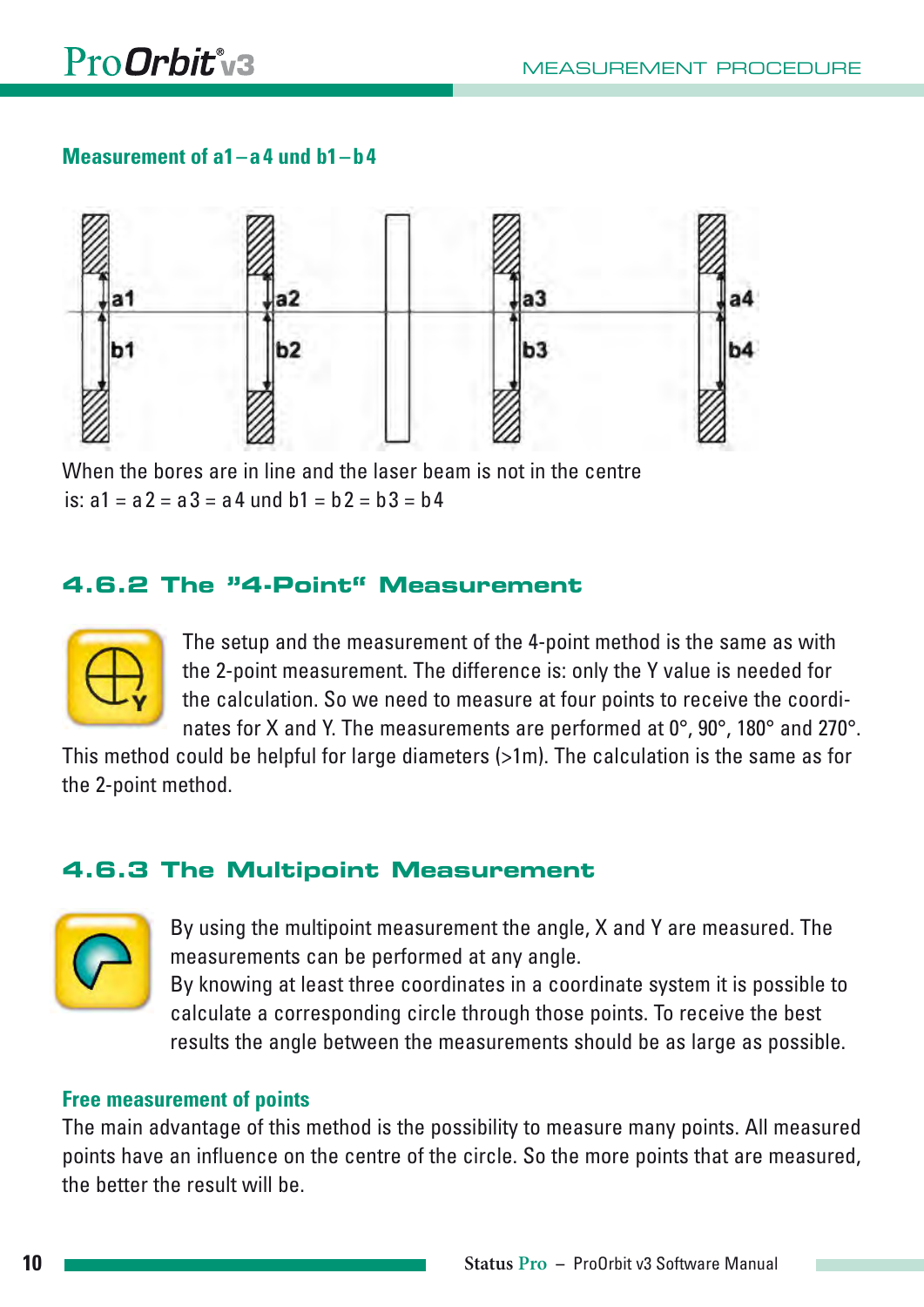### Measurement of a1 – a4 und b1 – b4

When the bores are in line and the laser beam is not in the centre is: a1 = a2 = a3 = a4 und b1 = b2 = b3 = b4

## 4.6.2 The "4-Point" Measurement

The setup and the measurement of the 4-point method is the same as with the 2-point measurement. The difference is: only the Y value is needed for the calculation. So we need to measure at four points to receive the coordinates for X and Y. The measurements are performed at 0°, 90°, 180° and 270°. This method could be helpful for large diameters (>1m). The calculation is the same as for the 2-point method.

## 4.6.3 The Multipoint Measurement

By using the multipoint measurement the angle, X and Y are measured. The measurements can be performed at any angle.
By knowing at least three coordinates in a coordinate system it is possible to calculate a corresponding circle through those points. To receive the best results the angle between the measurements should be as large as possible.

### Free measurement of points

The main advantage of this method is the possibility to measure many points. All measured points have an influence on the centre of the circle. So the more points that are measured, the better the result will be.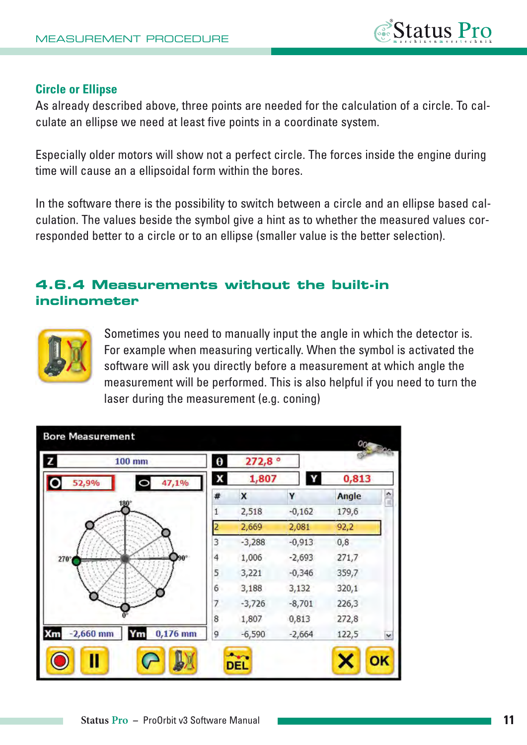### Circle or Ellipse

As already described above, three points are needed for the calculation of a circle. To calculate an ellipse we need at least five points in a coordinate system.

Especially older motors will show not a perfect circle. The forces inside the engine during time will cause an a ellipsoidal form within the bores.

In the software there is the possibility to switch between a circle and an ellipse based calculation. The values beside the symbol give a hint as to whether the measured values corresponded better to a circle or to an ellipse (smaller value is the better selection).

## 4.6.4 Measurements without the built-in inclinometer

Sometimes you need to manually input the angle in which the detector is. For example when measuring vertically. When the symbol is activated the software will ask you directly before a measurement at which angle the measurement will be performed. This is also helpful if you need to turn the laser during the measurement (e.g. coning)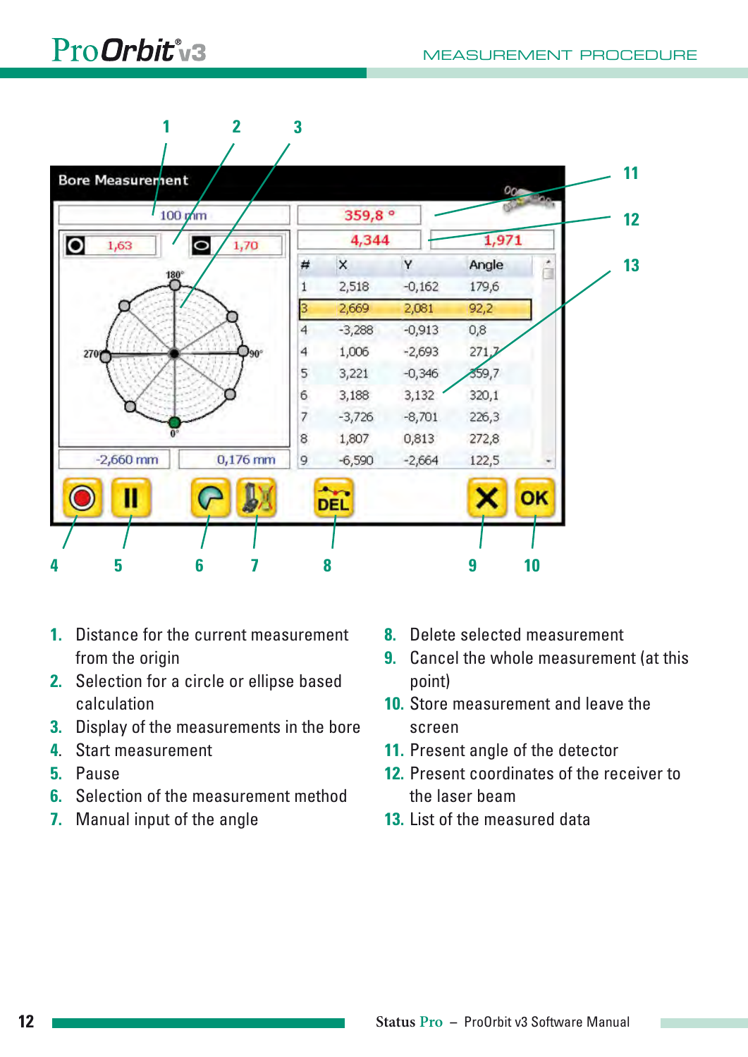1. Distance for the current measurement from the origin
2. Selection for a circle or ellipse based calculation
3. Display of the measurements in the bore
4. Start measurement
5. Pause
6. Selection of the measurement method
7. Manual input of the angle
8. Delete selected measurement
9. Cancel the whole measurement (at this point)
10. Store measurement and leave the screen
11. Present angle of the detector
12. Present coordinates of the receiver to the laser beam
13. List of the measured data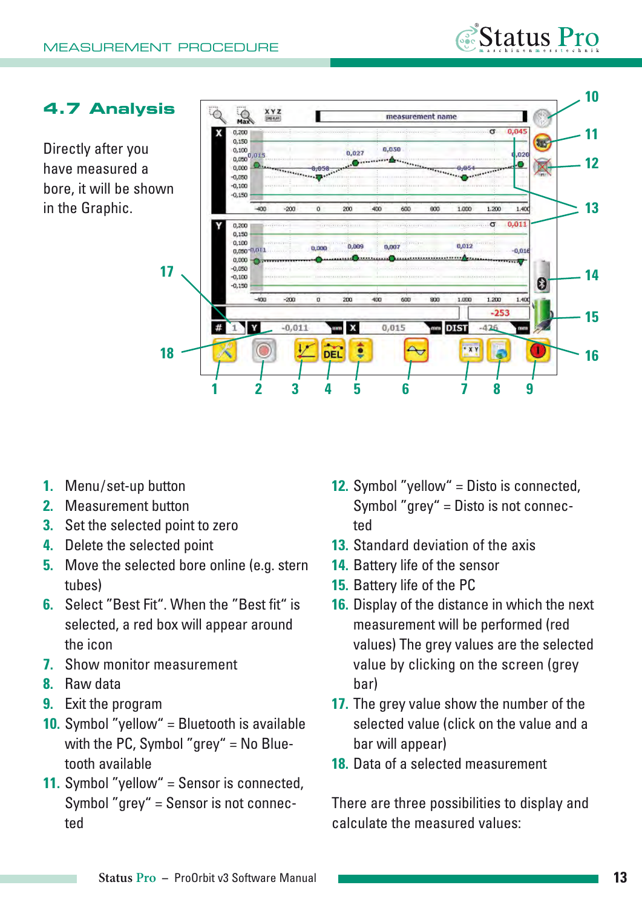## 4.7 Analysis

Directly after you have measured a bore, it will be shown in the Graphic.

1. Menu/set-up button
2. Measurement button
3. Set the selected point to zero
4. Delete the selected point
5. Move the selected bore online (e.g. stern tubes)
6. Select "Best Fit". When the "Best fit" is selected, a red box will appear around the icon
7. Show monitor measurement
8. Raw data
9. Exit the program
10. Symbol "yellow" = Bluetooth is available with the PC, Symbol "grey" = No Bluetooth available
11. Symbol "yellow" = Sensor is connected, Symbol "grey" = Sensor is not connected
12. Symbol "yellow" = Disto is connected, Symbol "grey" = Disto is not connected
13. Standard deviation of the axis
14. Battery life of the sensor
15. Battery life of the PC
16. Display of the distance in which the next measurement will be performed (red values) The grey values are the selected value by clicking on the screen (grey bar)
17. The grey value show the number of the selected value (click on the value and a bar will appear)
18. Data of a selected measurement

There are three possibilities to display and calculate the measured values: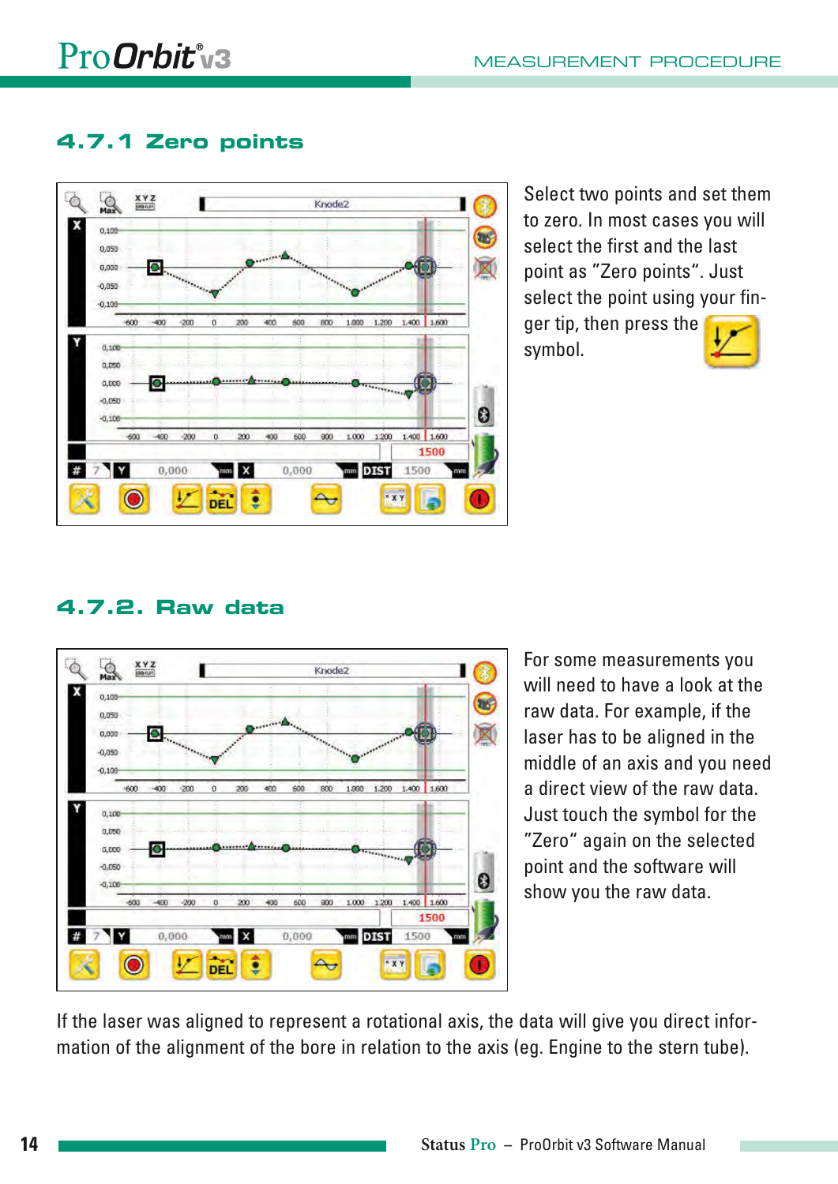### 4.7.1 Zero points

Select two points and set them to zero. In most cases you will select the first and the last point as "Zero points". Just select the point using your finger tip, then press the symbol.

### 4.7.2. Raw data

For some measurements you will need to have a look at the raw data. For example, if the laser has to be aligned in the middle of an axis and you need a direct view of the raw data. Just touch the symbol for the "Zero" again on the selected point and the software will show you the raw data.

If the laser was aligned to represent a rotational axis, the data will give you direct information of the alignment of the bore in relation to the axis (eg. Engine to the stern tube).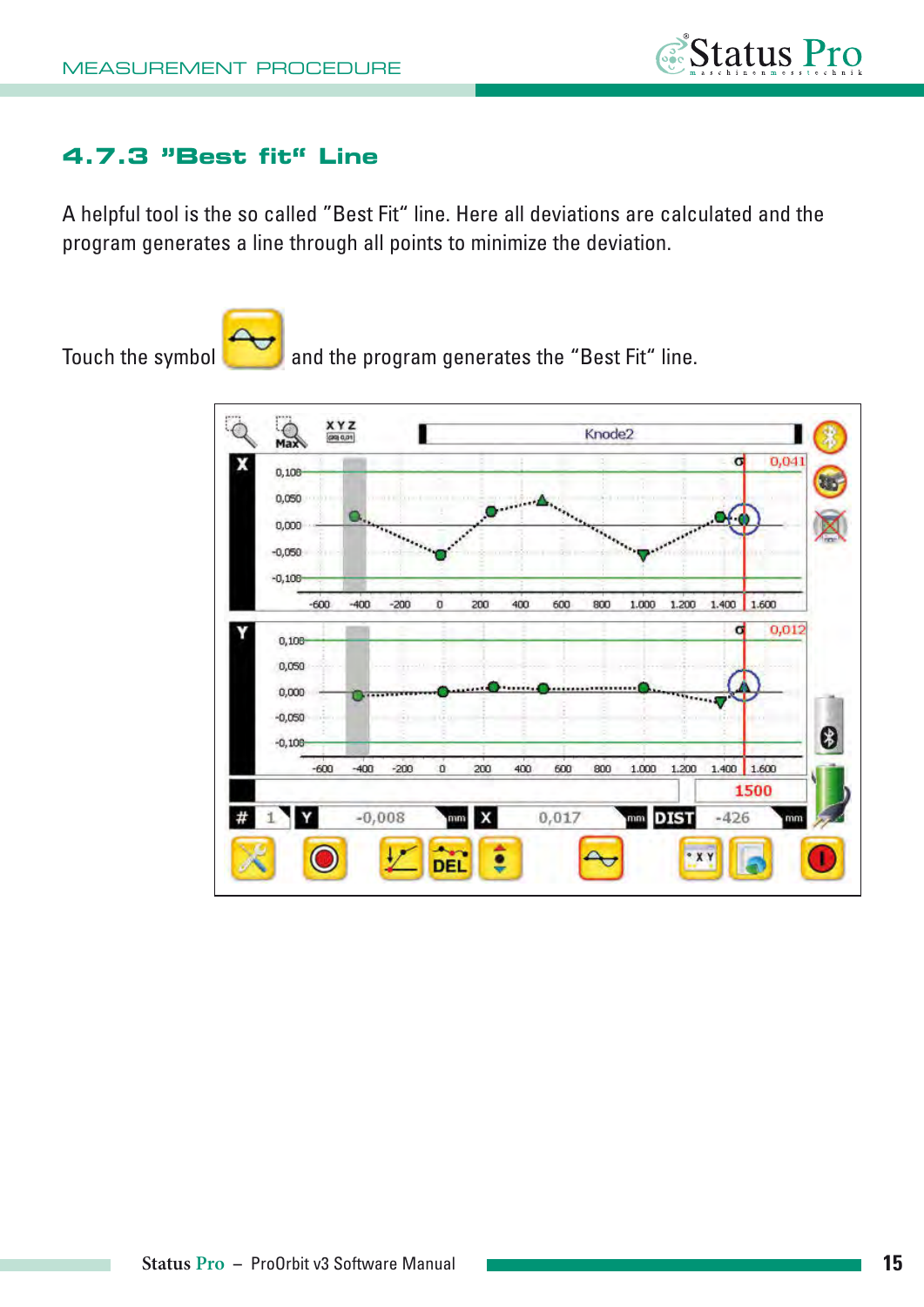### 4.7.3 "Best fit" Line

A helpful tool is the so called "Best Fit" line. Here all deviations are calculated and the program generates a line through all points to minimize the deviation.

Touch the symbol and the program generates the "Best Fit" line.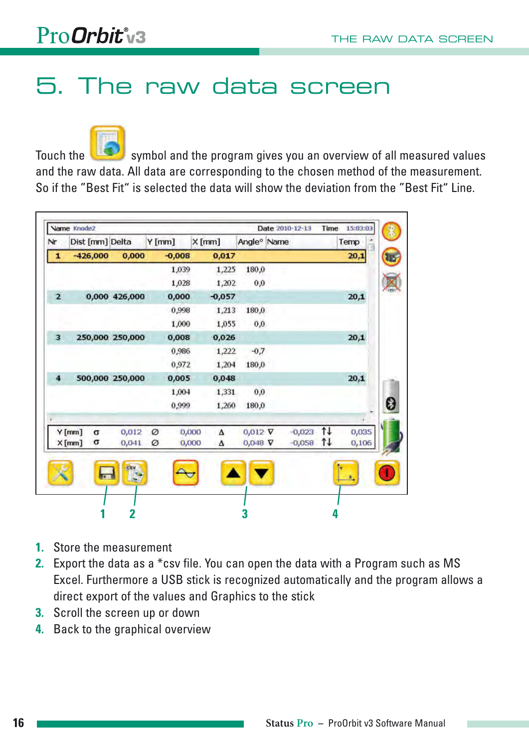# 5. The raw data screen

Touch the symbol and the program gives you an overview of all measured values and the raw data. All data are corresponding to the chosen method of the measurement. So if the "Best Fit" is selected the data will show the deviation from the "Best Fit" Line.

| Nr | Dist [mm] | Delta | Y [mm] | X [mm] | Angle° | Name | Temp |
|---|---|---|---|---|---|---|---|
| 1 | -426,000 | 0,000 | -0,008 | 0,017 | | | 20,1 |
| | | | 1,039 | 1,225 | 180,0 | | |
| | | | 1,028 | 1,202 | 0,0 | | |
| 2 | 0,000 | 426,000 | 0,000 | -0,057 | | | 20,1 |
| | | | 0,998 | 1,213 | 180,0 | | |
| | | | 1,000 | 1,055 | 0,0 | | |
| 3 | 250,000 | 250,000 | 0,008 | 0,026 | | | 20,1 |
| | | | 0,986 | 1,222 | -0,7 | | |
| | | | 0,972 | 1,204 | 180,0 | | |
| 4 | 500,000 | 250,000 | 0,005 | 0,048 | | | 20,1 |
| | | | 1,004 | 1,331 | 0,0 | | |
| | | | 0,999 | 1,260 | 180,0 | | |

1. Store the measurement
2. Export the data as a *csv file. You can open the data with a Program such as MS Excel. Furthermore a USB stick is recognized automatically and the program allows a direct export of the values and Graphics to the stick
3. Scroll the screen up or down
4. Back to the graphical overview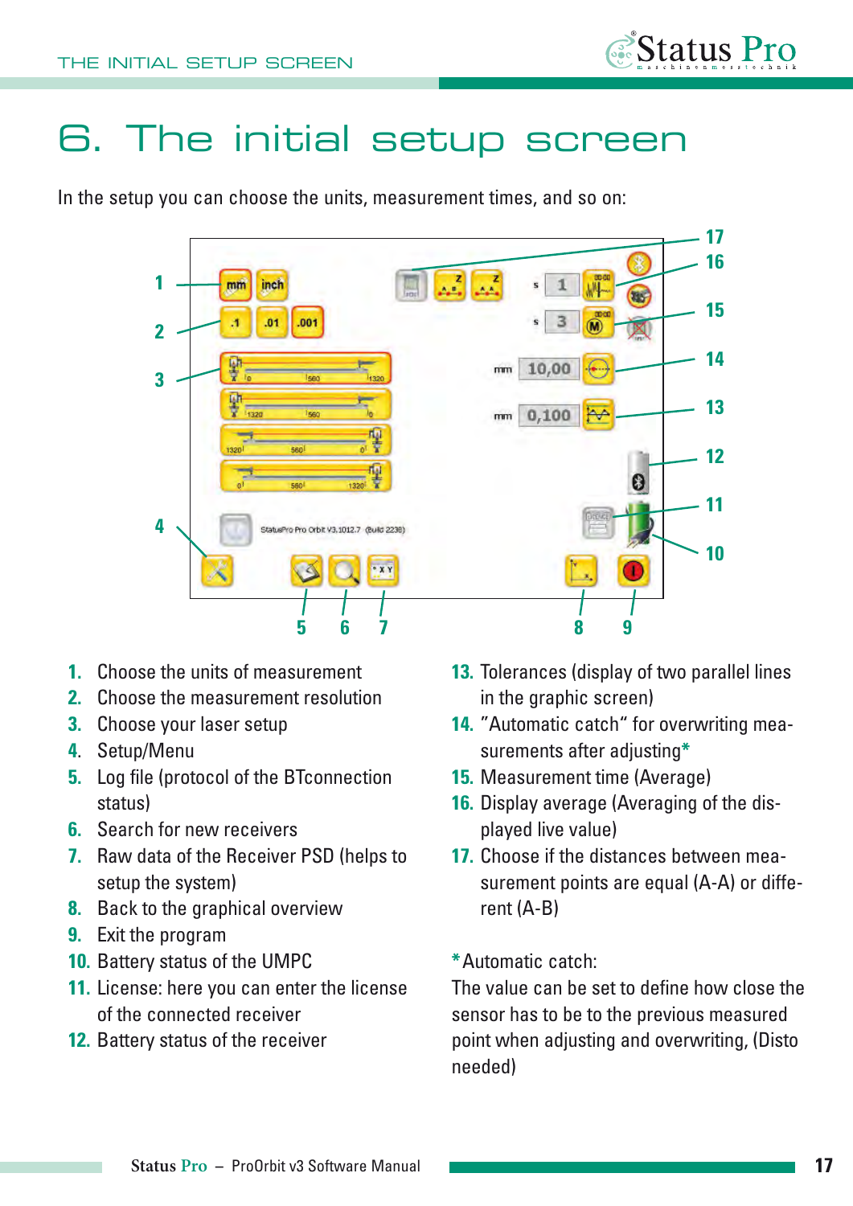# 6. The initial setup screen

In the setup you can choose the units, measurement times, and so on:

1. Choose the units of measurement
2. Choose the measurement resolution
3. Choose your laser setup
4. Setup/Menu
5. Log file (protocol of the BTconnection status)
6. Search for new receivers
7. Raw data of the Receiver PSD (helps to setup the system)
8. Back to the graphical overview
9. Exit the program
10. Battery status of the UMPC
11. License: here you can enter the license of the connected receiver
12. Battery status of the receiver
13. Tolerances (display of two parallel lines in the graphic screen)
14. "Automatic catch" for overwriting measurements after adjusting*
15. Measurement time (Average)
16. Display average (Averaging of the displayed live value)
17. Choose if the distances between measurement points are equal (A-A) or different (A-B)

*Automatic catch:
The value can be set to define how close the sensor has to be to the previous measured point when adjusting and overwriting, (Disto needed)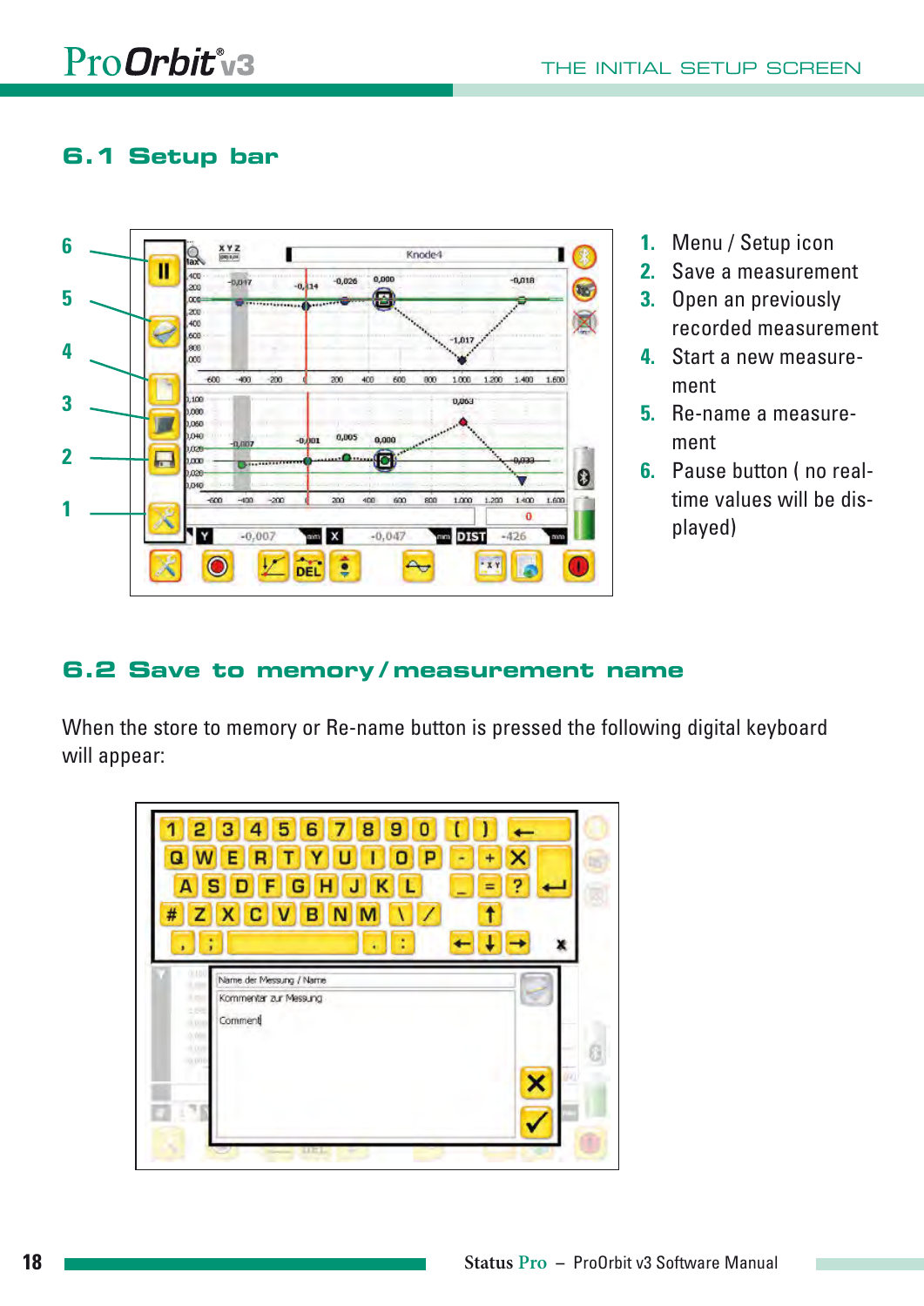## 6.1 Setup bar

1. Menu / Setup icon
2. Save a measurement
3. Open an previously recorded measurement
4. Start a new measure-ment
5. Re-name a measure-ment
6. Pause button ( no real-time values will be dis-played)

## 6.2 Save to memory / measurement name

When the store to memory or Re-name button is pressed the following digital keyboard will appear: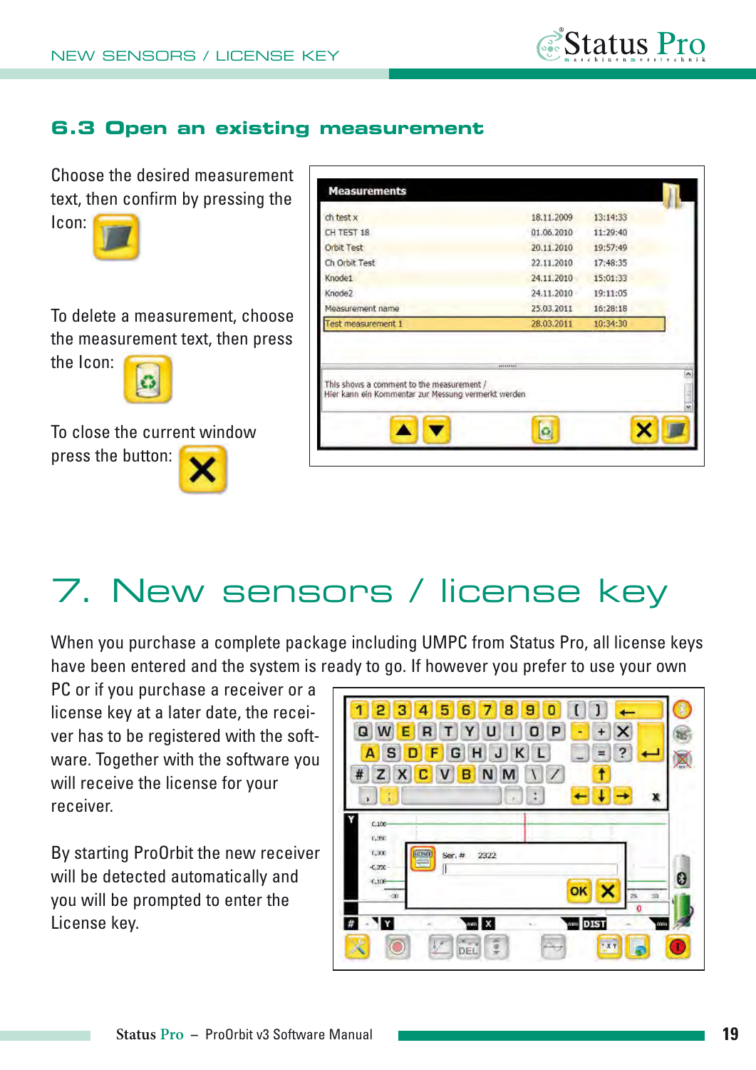## 6.3 Open an existing measurement

Choose the desired measurement text, then confirm by pressing the Icon:

To delete a measurement, choose the measurement text, then press the Icon:

To close the current window press the button:

# 7. New sensors / license key

When you purchase a complete package including UMPC from Status Pro, all license keys have been entered and the system is ready to go. If however you prefer to use your own PC or if you purchase a receiver or a license key at a later date, the receiver has to be registered with the software. Together with the software you will receive the license for your receiver.

By starting ProOrbit the new receiver will be detected automatically and you will be prompted to enter the License key.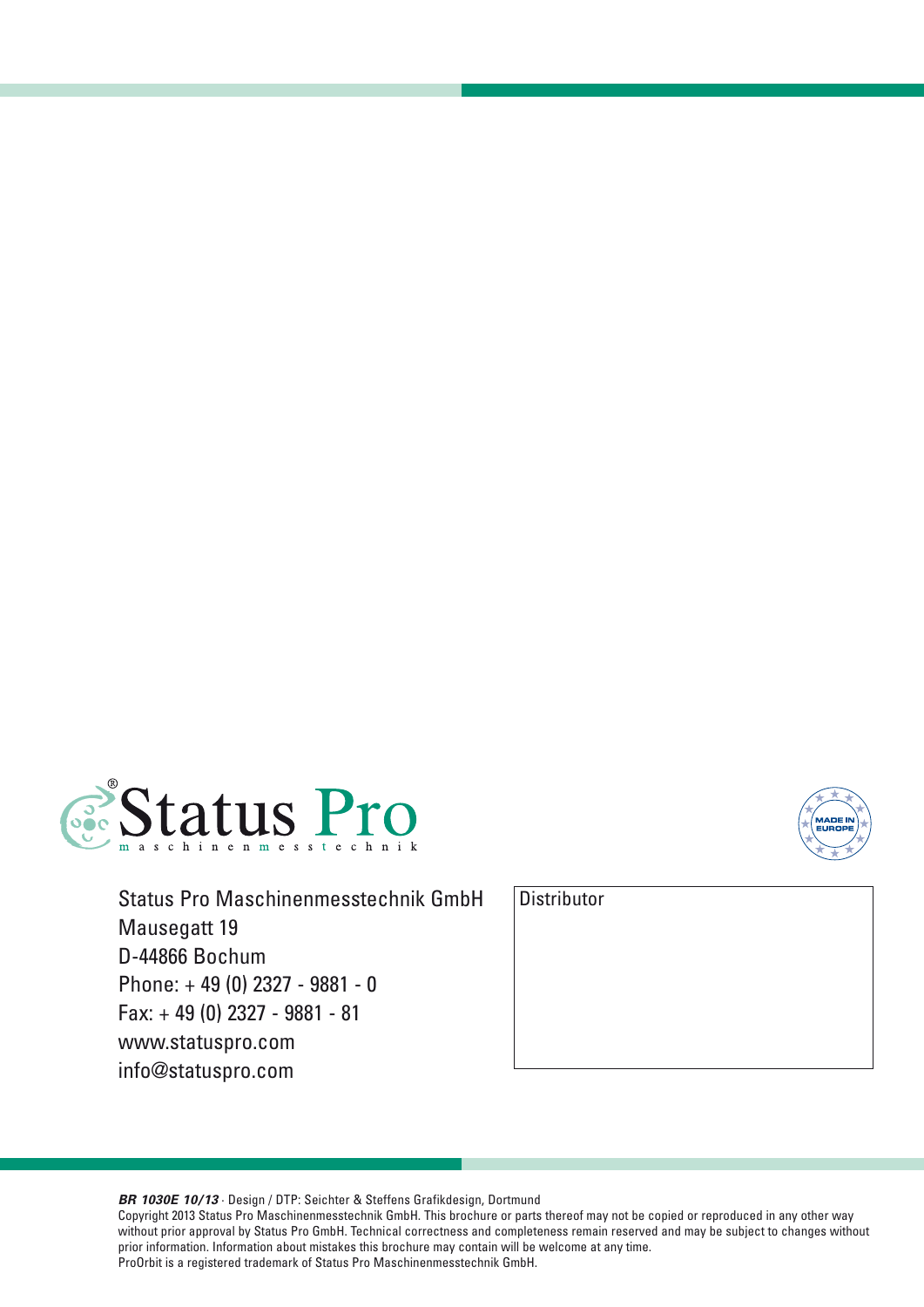Status Pro
maschinenmesstechnik

MADE IN EUROPE

Status Pro Maschinenmesstechnik GmbH
Mausegatt 19
D-44866 Bochum
Phone: + 49 (0) 2327 - 9881 - 0
Fax: + 49 (0) 2327 - 9881 - 81
www.statuspro.com
info@statuspro.com

Distributor

***BR 1030E 10/13*** · Design / DTP: Seichter & Steffens Grafikdesign, Dortmund
Copyright 2013 Status Pro Maschinenmesstechnik GmbH. This brochure or parts thereof may not be copied or reproduced in any other way without prior approval by Status Pro GmbH. Technical correctness and completeness remain reserved and may be subject to changes without prior information. Information about mistakes this brochure may contain will be welcome at any time.
ProOrbit is a registered trademark of Status Pro Maschinenmesstechnik GmbH.